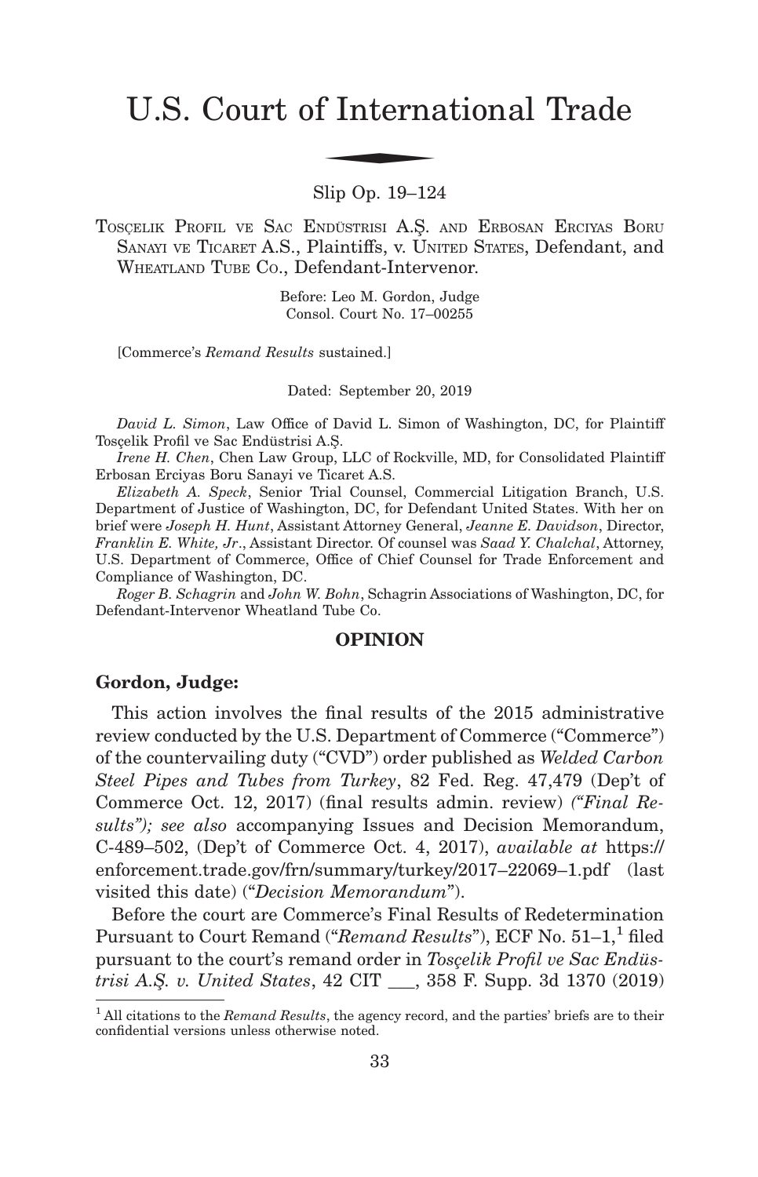# U.S. Court of International Trade

Slip Op. 19–124

TOSÇELIK PROFIL VE SAC ENDÜSTRISI A.Ş. AND ERBOSAN ERCIYAS BORU SANAYI VE TICARET A.S., Plaintiffs, v. UNITED STATES, Defendant, and WHEATLAND TUBE CO., Defendant-Intervenor.

Before: Leo M. Gordon, Judge
Consol. Court No. 17–00255

[Commerce's *Remand Results* sustained.]

Dated: September 20, 2019

*David L. Simon*, Law Office of David L. Simon of Washington, DC, for Plaintiff Tosçelik Profil ve Sac Endüstrisi A.Ş.

*Irene H. Chen*, Chen Law Group, LLC of Rockville, MD, for Consolidated Plaintiff Erbosan Erciyas Boru Sanayi ve Ticaret A.S.

*Elizabeth A. Speck*, Senior Trial Counsel, Commercial Litigation Branch, U.S. Department of Justice of Washington, DC, for Defendant United States. With her on brief were *Joseph H. Hunt*, Assistant Attorney General, *Jeanne E. Davidson*, Director, *Franklin E. White, Jr*., Assistant Director. Of counsel was *Saad Y. Chalchal*, Attorney, U.S. Department of Commerce, Office of Chief Counsel for Trade Enforcement and Compliance of Washington, DC.

*Roger B. Schagrin* and *John W. Bohn*, Schagrin Associations of Washington, DC, for Defendant-Intervenor Wheatland Tube Co.

## OPINION

**Gordon, Judge:**

This action involves the final results of the 2015 administrative review conducted by the U.S. Department of Commerce ("Commerce") of the countervailing duty ("CVD") order published as *Welded Carbon Steel Pipes and Tubes from Turkey*, 82 Fed. Reg. 47,479 (Dep't of Commerce Oct. 12, 2017) (final results admin. review) *("Final Results"); see also* accompanying Issues and Decision Memorandum, C-489–502, (Dep't of Commerce Oct. 4, 2017), *available at* https://enforcement.trade.gov/frn/summary/turkey/2017–22069–1.pdf (last visited this date) ("*Decision Memorandum*").

Before the court are Commerce's Final Results of Redetermination Pursuant to Court Remand ("*Remand Results*"), ECF No. 51–1,[1] filed pursuant to the court's remand order in *Tosçelik Profil ve Sac Endüstrisi A.Ş. v. United States*, 42 CIT \_\_\_, 358 F. Supp. 3d 1370 (2019)

[1] All citations to the *Remand Results*, the agency record, and the parties' briefs are to their confidential versions unless otherwise noted.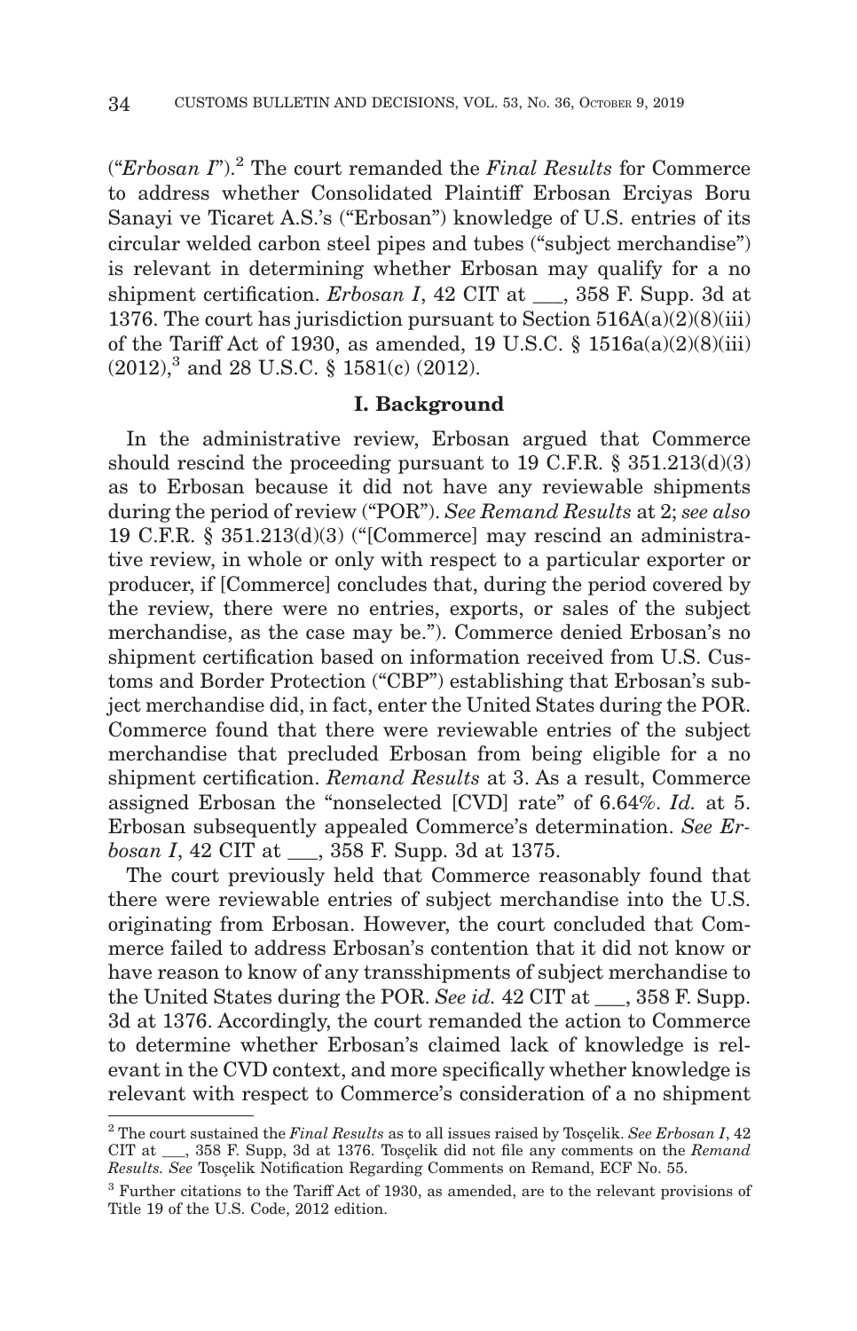("*Erbosan I*").[2] The court remanded the *Final Results* for Commerce to address whether Consolidated Plaintiff Erbosan Erciyas Boru Sanayi ve Ticaret A.S.'s ("Erbosan") knowledge of U.S. entries of its circular welded carbon steel pipes and tubes ("subject merchandise") is relevant in determining whether Erbosan may qualify for a no shipment certification. *Erbosan I*, 42 CIT at ___, 358 F. Supp. 3d at 1376. The court has jurisdiction pursuant to Section 516A(a)(2)(8)(iii) of the Tariff Act of 1930, as amended, 19 U.S.C. § 1516a(a)(2)(8)(iii) (2012),[3] and 28 U.S.C. § 1581(c) (2012).

## I. Background

In the administrative review, Erbosan argued that Commerce should rescind the proceeding pursuant to 19 C.F.R. § 351.213(d)(3) as to Erbosan because it did not have any reviewable shipments during the period of review ("POR"). *See Remand Results* at 2; *see also* 19 C.F.R. § 351.213(d)(3) ("[Commerce] may rescind an administrative review, in whole or only with respect to a particular exporter or producer, if [Commerce] concludes that, during the period covered by the review, there were no entries, exports, or sales of the subject merchandise, as the case may be."). Commerce denied Erbosan's no shipment certification based on information received from U.S. Customs and Border Protection ("CBP") establishing that Erbosan's subject merchandise did, in fact, enter the United States during the POR. Commerce found that there were reviewable entries of the subject merchandise that precluded Erbosan from being eligible for a no shipment certification. *Remand Results* at 3. As a result, Commerce assigned Erbosan the "nonselected [CVD] rate" of 6.64%. *Id.* at 5. Erbosan subsequently appealed Commerce's determination. *See Erbosan I*, 42 CIT at ___, 358 F. Supp. 3d at 1375.

The court previously held that Commerce reasonably found that there were reviewable entries of subject merchandise into the U.S. originating from Erbosan. However, the court concluded that Commerce failed to address Erbosan's contention that it did not know or have reason to know of any transshipments of subject merchandise to the United States during the POR. *See id.* 42 CIT at ___, 358 F. Supp. 3d at 1376. Accordingly, the court remanded the action to Commerce to determine whether Erbosan's claimed lack of knowledge is relevant in the CVD context, and more specifically whether knowledge is relevant with respect to Commerce's consideration of a no shipment

---

[2] The court sustained the *Final Results* as to all issues raised by Tosçelik. *See Erbosan I*, 42 CIT at ___, 358 F. Supp, 3d at 1376. Tosçelik did not file any comments on the *Remand Results. See* Tosçelik Notification Regarding Comments on Remand, ECF No. 55.

[3] Further citations to the Tariff Act of 1930, as amended, are to the relevant provisions of Title 19 of the U.S. Code, 2012 edition.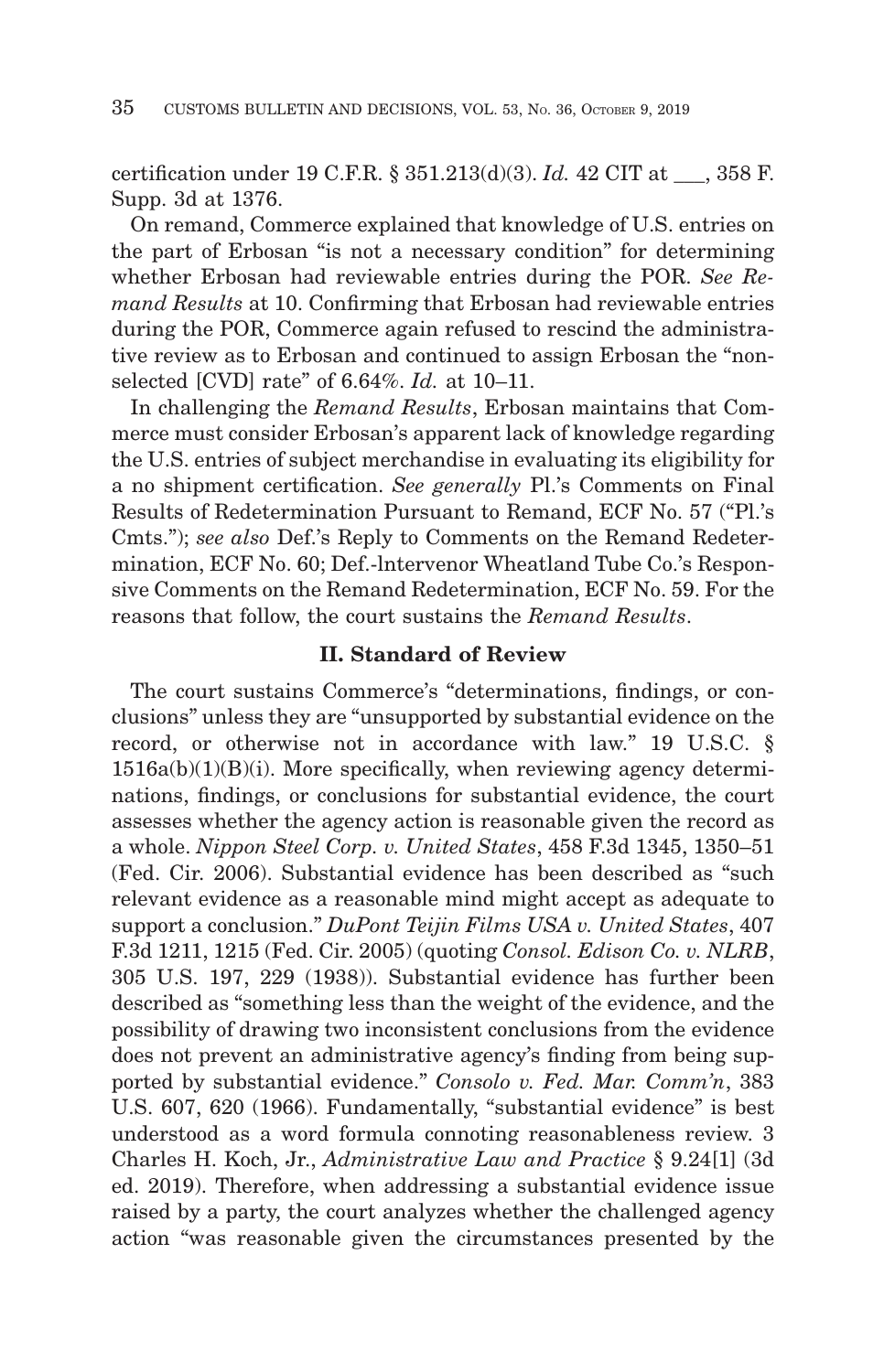certification under 19 C.F.R. § 351.213(d)(3). *Id.* 42 CIT at ___, 358 F. Supp. 3d at 1376.

On remand, Commerce explained that knowledge of U.S. entries on the part of Erbosan "is not a necessary condition" for determining whether Erbosan had reviewable entries during the POR. *See Remand Results* at 10. Confirming that Erbosan had reviewable entries during the POR, Commerce again refused to rescind the administrative review as to Erbosan and continued to assign Erbosan the "non-selected [CVD] rate" of 6.64%. *Id.* at 10–11.

In challenging the *Remand Results*, Erbosan maintains that Commerce must consider Erbosan's apparent lack of knowledge regarding the U.S. entries of subject merchandise in evaluating its eligibility for a no shipment certification. *See generally* Pl.'s Comments on Final Results of Redetermination Pursuant to Remand, ECF No. 57 ("Pl.'s Cmts."); *see also* Def.'s Reply to Comments on the Remand Redetermination, ECF No. 60; Def.-Intervenor Wheatland Tube Co.'s Responsive Comments on the Remand Redetermination, ECF No. 59. For the reasons that follow, the court sustains the *Remand Results*.

## II. Standard of Review

The court sustains Commerce's "determinations, findings, or conclusions" unless they are "unsupported by substantial evidence on the record, or otherwise not in accordance with law." 19 U.S.C. § 1516a(b)(1)(B)(i). More specifically, when reviewing agency determinations, findings, or conclusions for substantial evidence, the court assesses whether the agency action is reasonable given the record as a whole. *Nippon Steel Corp. v. United States*, 458 F.3d 1345, 1350–51 (Fed. Cir. 2006). Substantial evidence has been described as "such relevant evidence as a reasonable mind might accept as adequate to support a conclusion." *DuPont Teijin Films USA v. United States*, 407 F.3d 1211, 1215 (Fed. Cir. 2005) (quoting *Consol. Edison Co. v. NLRB*, 305 U.S. 197, 229 (1938)). Substantial evidence has further been described as "something less than the weight of the evidence, and the possibility of drawing two inconsistent conclusions from the evidence does not prevent an administrative agency's finding from being supported by substantial evidence." *Consolo v. Fed. Mar. Comm'n*, 383 U.S. 607, 620 (1966). Fundamentally, "substantial evidence" is best understood as a word formula connoting reasonableness review. 3 Charles H. Koch, Jr., *Administrative Law and Practice* § 9.24[1] (3d ed. 2019). Therefore, when addressing a substantial evidence issue raised by a party, the court analyzes whether the challenged agency action "was reasonable given the circumstances presented by the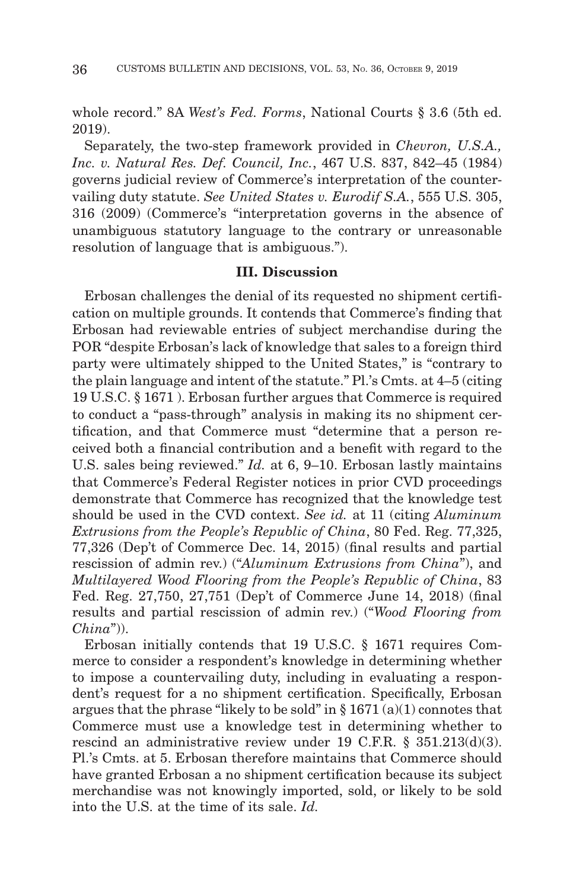whole record." 8A *West's Fed. Forms*, National Courts § 3.6 (5th ed. 2019).

Separately, the two-step framework provided in *Chevron, U.S.A., Inc. v. Natural Res. Def. Council, Inc.*, 467 U.S. 837, 842–45 (1984) governs judicial review of Commerce's interpretation of the countervailing duty statute. *See United States v. Eurodif S.A.*, 555 U.S. 305, 316 (2009) (Commerce's "interpretation governs in the absence of unambiguous statutory language to the contrary or unreasonable resolution of language that is ambiguous.").

## III. Discussion

Erbosan challenges the denial of its requested no shipment certification on multiple grounds. It contends that Commerce's finding that Erbosan had reviewable entries of subject merchandise during the POR "despite Erbosan's lack of knowledge that sales to a foreign third party were ultimately shipped to the United States," is "contrary to the plain language and intent of the statute." Pl.'s Cmts. at 4–5 (citing 19 U.S.C. § 1671 ). Erbosan further argues that Commerce is required to conduct a "pass-through" analysis in making its no shipment certification, and that Commerce must "determine that a person received both a financial contribution and a benefit with regard to the U.S. sales being reviewed." *Id.* at 6, 9–10. Erbosan lastly maintains that Commerce's Federal Register notices in prior CVD proceedings demonstrate that Commerce has recognized that the knowledge test should be used in the CVD context. *See id.* at 11 (citing *Aluminum Extrusions from the People's Republic of China*, 80 Fed. Reg. 77,325, 77,326 (Dep't of Commerce Dec. 14, 2015) (final results and partial rescission of admin rev.) ("*Aluminum Extrusions from China*"), and *Multilayered Wood Flooring from the People's Republic of China*, 83 Fed. Reg. 27,750, 27,751 (Dep't of Commerce June 14, 2018) (final results and partial rescission of admin rev.) ("*Wood Flooring from China*")).

Erbosan initially contends that 19 U.S.C. § 1671 requires Commerce to consider a respondent's knowledge in determining whether to impose a countervailing duty, including in evaluating a respondent's request for a no shipment certification. Specifically, Erbosan argues that the phrase "likely to be sold" in § 1671 (a)(1) connotes that Commerce must use a knowledge test in determining whether to rescind an administrative review under 19 C.F.R. § 351.213(d)(3). Pl.'s Cmts. at 5. Erbosan therefore maintains that Commerce should have granted Erbosan a no shipment certification because its subject merchandise was not knowingly imported, sold, or likely to be sold into the U.S. at the time of its sale. *Id.*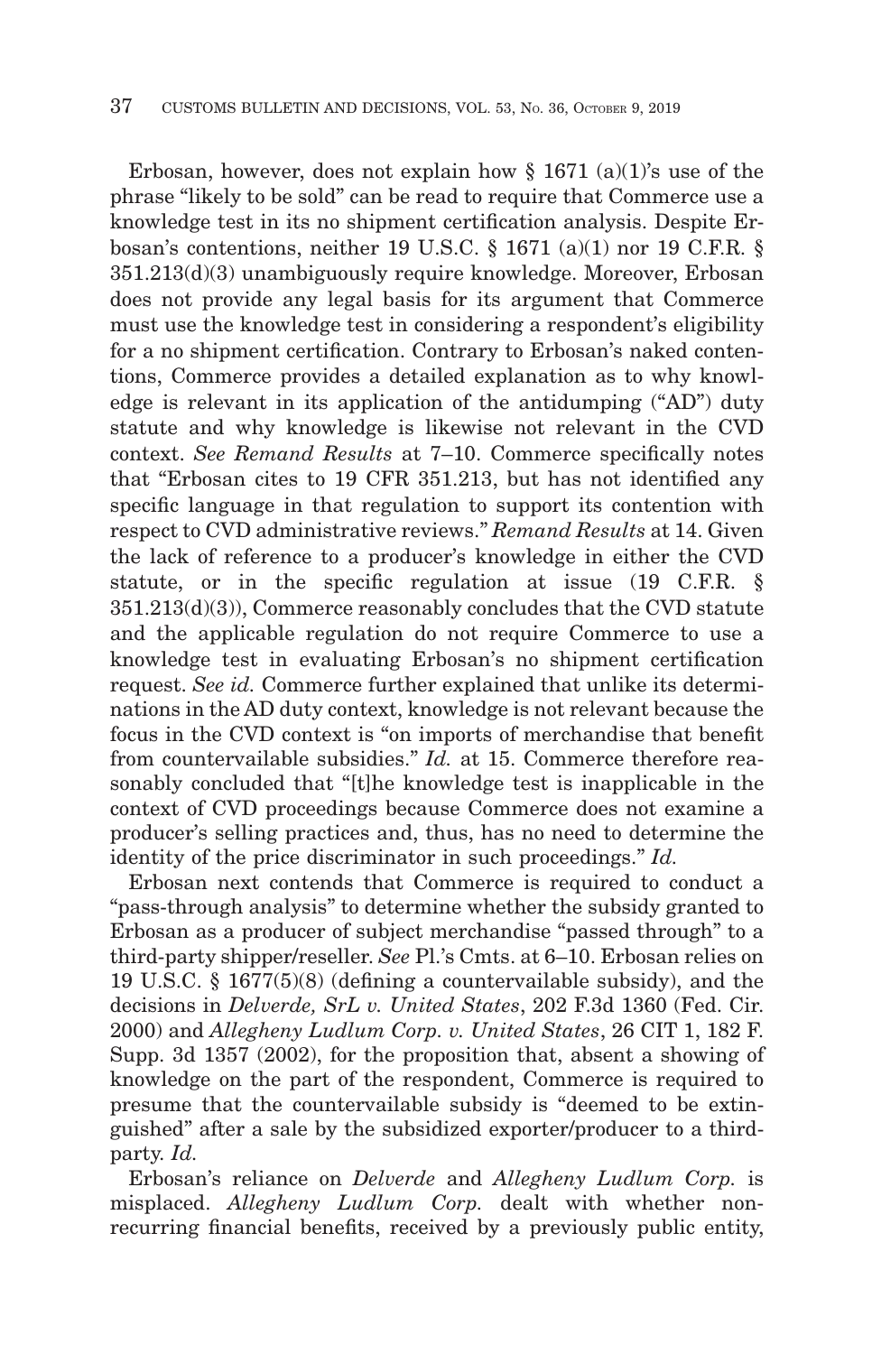Erbosan, however, does not explain how § 1671 (a)(1)'s use of the phrase "likely to be sold" can be read to require that Commerce use a knowledge test in its no shipment certification analysis. Despite Erbosan's contentions, neither 19 U.S.C. § 1671 (a)(1) nor 19 C.F.R. § 351.213(d)(3) unambiguously require knowledge. Moreover, Erbosan does not provide any legal basis for its argument that Commerce must use the knowledge test in considering a respondent's eligibility for a no shipment certification. Contrary to Erbosan's naked contentions, Commerce provides a detailed explanation as to why knowledge is relevant in its application of the antidumping ("AD") duty statute and why knowledge is likewise not relevant in the CVD context. *See Remand Results* at 7–10. Commerce specifically notes that "Erbosan cites to 19 CFR 351.213, but has not identified any specific language in that regulation to support its contention with respect to CVD administrative reviews." *Remand Results* at 14. Given the lack of reference to a producer's knowledge in either the CVD statute, or in the specific regulation at issue (19 C.F.R. § 351.213(d)(3)), Commerce reasonably concludes that the CVD statute and the applicable regulation do not require Commerce to use a knowledge test in evaluating Erbosan's no shipment certification request. *See id.* Commerce further explained that unlike its determinations in the AD duty context, knowledge is not relevant because the focus in the CVD context is "on imports of merchandise that benefit from countervailable subsidies." *Id.* at 15. Commerce therefore reasonably concluded that "[t]he knowledge test is inapplicable in the context of CVD proceedings because Commerce does not examine a producer's selling practices and, thus, has no need to determine the identity of the price discriminator in such proceedings." *Id.*

Erbosan next contends that Commerce is required to conduct a "pass-through analysis" to determine whether the subsidy granted to Erbosan as a producer of subject merchandise "passed through" to a third-party shipper/reseller. *See* Pl.'s Cmts. at 6–10. Erbosan relies on 19 U.S.C. § 1677(5)(8) (defining a countervailable subsidy), and the decisions in *Delverde, SrL v. United States*, 202 F.3d 1360 (Fed. Cir. 2000) and *Allegheny Ludlum Corp. v. United States*, 26 CIT 1, 182 F. Supp. 3d 1357 (2002), for the proposition that, absent a showing of knowledge on the part of the respondent, Commerce is required to presume that the countervailable subsidy is "deemed to be extinguished" after a sale by the subsidized exporter/producer to a third-party. *Id.*

Erbosan's reliance on *Delverde* and *Allegheny Ludlum Corp.* is misplaced. *Allegheny Ludlum Corp.* dealt with whether non-recurring financial benefits, received by a previously public entity,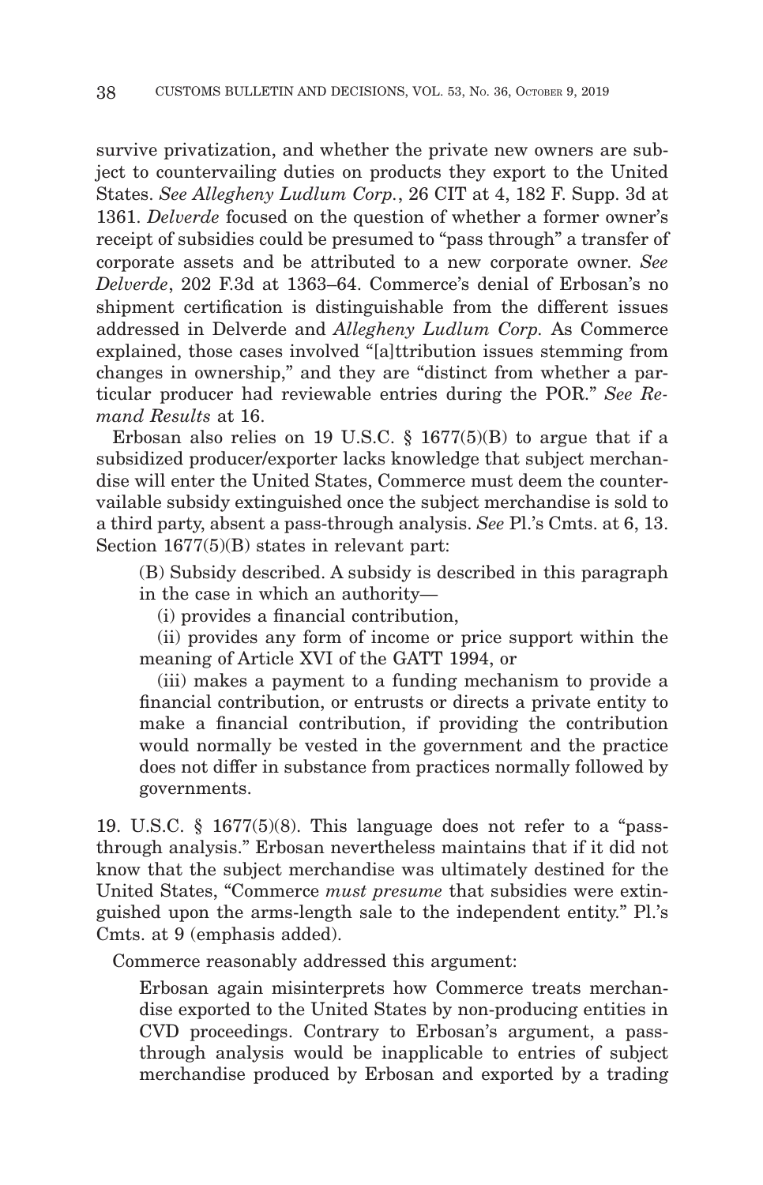survive privatization, and whether the private new owners are subject to countervailing duties on products they export to the United States. *See Allegheny Ludlum Corp.*, 26 CIT at 4, 182 F. Supp. 3d at 1361. *Delverde* focused on the question of whether a former owner's receipt of subsidies could be presumed to "pass through" a transfer of corporate assets and be attributed to a new corporate owner. *See Delverde*, 202 F.3d at 1363–64. Commerce's denial of Erbosan's no shipment certification is distinguishable from the different issues addressed in Delverde and *Allegheny Ludlum Corp.* As Commerce explained, those cases involved "[a]ttribution issues stemming from changes in ownership," and they are "distinct from whether a particular producer had reviewable entries during the POR." *See Remand Results* at 16.

Erbosan also relies on 19 U.S.C. § 1677(5)(B) to argue that if a subsidized producer/exporter lacks knowledge that subject merchandise will enter the United States, Commerce must deem the countervailable subsidy extinguished once the subject merchandise is sold to a third party, absent a pass-through analysis. *See* Pl.'s Cmts. at 6, 13. Section 1677(5)(B) states in relevant part:

> (B) Subsidy described. A subsidy is described in this paragraph in the case in which an authority—
>
> (i) provides a financial contribution,
>
> (ii) provides any form of income or price support within the meaning of Article XVI of the GATT 1994, or
>
> (iii) makes a payment to a funding mechanism to provide a financial contribution, or entrusts or directs a private entity to make a financial contribution, if providing the contribution would normally be vested in the government and the practice does not differ in substance from practices normally followed by governments.

19. U.S.C. § 1677(5)(8). This language does not refer to a "pass-through analysis." Erbosan nevertheless maintains that if it did not know that the subject merchandise was ultimately destined for the United States, "Commerce *must presume* that subsidies were extinguished upon the arms-length sale to the independent entity." Pl.'s Cmts. at 9 (emphasis added).

Commerce reasonably addressed this argument:

> Erbosan again misinterprets how Commerce treats merchandise exported to the United States by non-producing entities in CVD proceedings. Contrary to Erbosan's argument, a pass-through analysis would be inapplicable to entries of subject merchandise produced by Erbosan and exported by a trading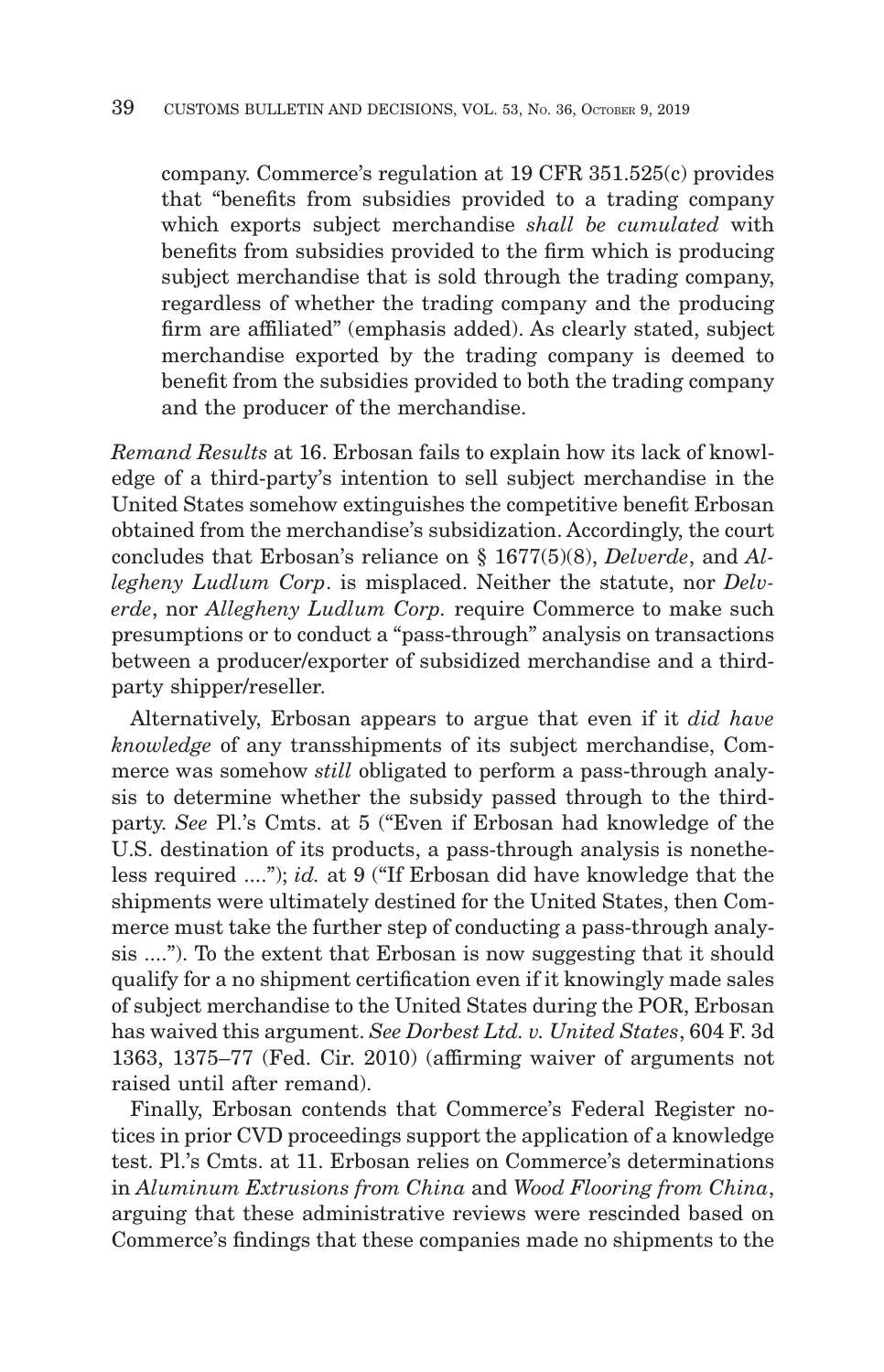> company. Commerce's regulation at 19 CFR 351.525(c) provides that "benefits from subsidies provided to a trading company which exports subject merchandise *shall be cumulated* with benefits from subsidies provided to the firm which is producing subject merchandise that is sold through the trading company, regardless of whether the trading company and the producing firm are affiliated" (emphasis added). As clearly stated, subject merchandise exported by the trading company is deemed to benefit from the subsidies provided to both the trading company and the producer of the merchandise.

*Remand Results* at 16. Erbosan fails to explain how its lack of knowledge of a third-party's intention to sell subject merchandise in the United States somehow extinguishes the competitive benefit Erbosan obtained from the merchandise's subsidization. Accordingly, the court concludes that Erbosan's reliance on § 1677(5)(8), *Delverde*, and *Allegheny Ludlum Corp*. is misplaced. Neither the statute, nor *Delverde*, nor *Allegheny Ludlum Corp.* require Commerce to make such presumptions or to conduct a "pass-through" analysis on transactions between a producer/exporter of subsidized merchandise and a third-party shipper/reseller.

Alternatively, Erbosan appears to argue that even if it *did have knowledge* of any transshipments of its subject merchandise, Commerce was somehow *still* obligated to perform a pass-through analysis to determine whether the subsidy passed through to the third-party. *See* Pl.'s Cmts. at 5 ("Even if Erbosan had knowledge of the U.S. destination of its products, a pass-through analysis is nonetheless required ...."); *id.* at 9 ("If Erbosan did have knowledge that the shipments were ultimately destined for the United States, then Commerce must take the further step of conducting a pass-through analysis ...."). To the extent that Erbosan is now suggesting that it should qualify for a no shipment certification even if it knowingly made sales of subject merchandise to the United States during the POR, Erbosan has waived this argument. *See Dorbest Ltd. v. United States*, 604 F. 3d 1363, 1375–77 (Fed. Cir. 2010) (affirming waiver of arguments not raised until after remand).

Finally, Erbosan contends that Commerce's Federal Register notices in prior CVD proceedings support the application of a knowledge test. Pl.'s Cmts. at 11. Erbosan relies on Commerce's determinations in *Aluminum Extrusions from China* and *Wood Flooring from China*, arguing that these administrative reviews were rescinded based on Commerce's findings that these companies made no shipments to the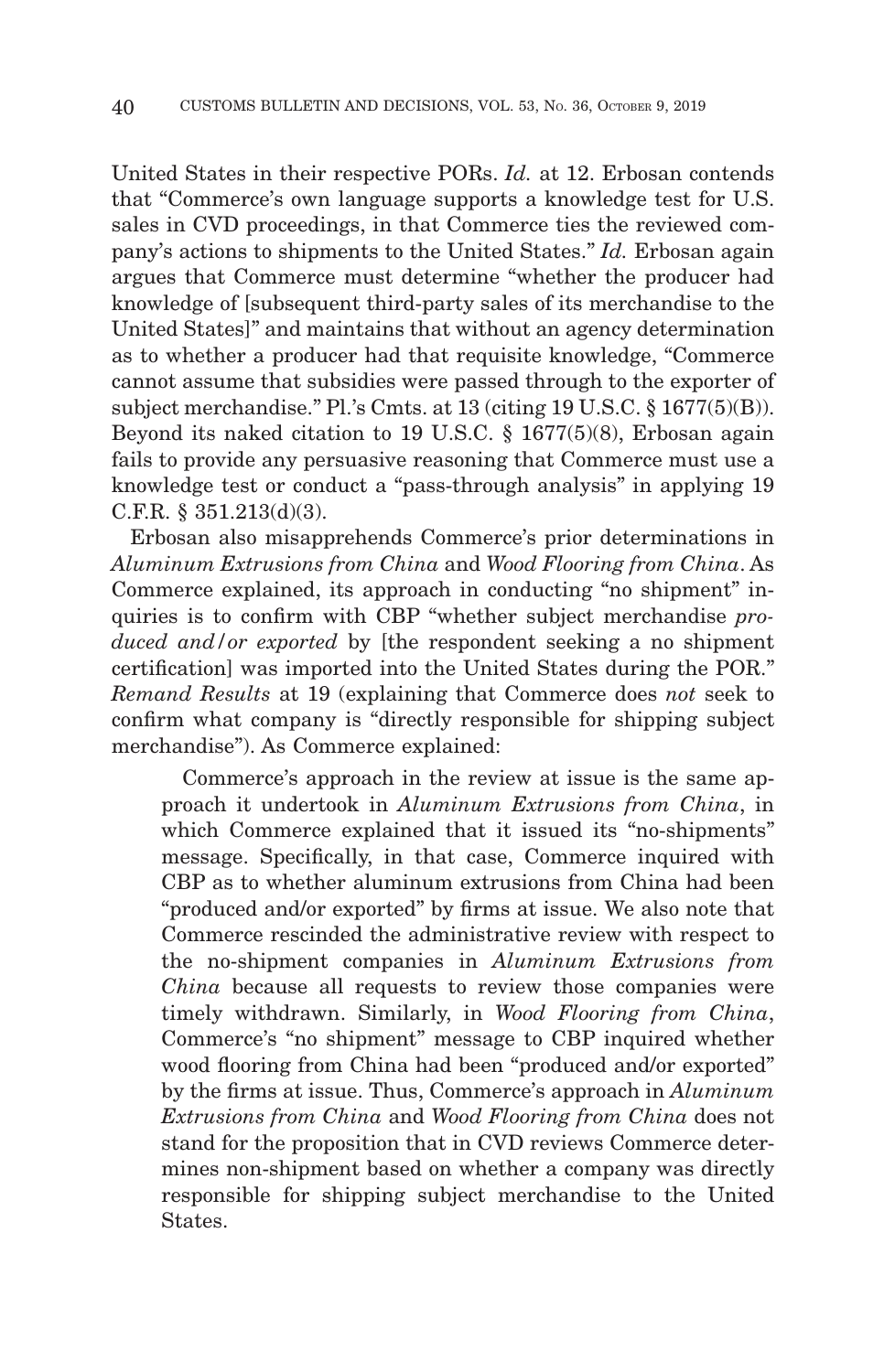United States in their respective PORs. *Id.* at 12. Erbosan contends that "Commerce's own language supports a knowledge test for U.S. sales in CVD proceedings, in that Commerce ties the reviewed company's actions to shipments to the United States." *Id.* Erbosan again argues that Commerce must determine "whether the producer had knowledge of [subsequent third-party sales of its merchandise to the United States]" and maintains that without an agency determination as to whether a producer had that requisite knowledge, "Commerce cannot assume that subsidies were passed through to the exporter of subject merchandise." Pl.'s Cmts. at 13 (citing 19 U.S.C. § 1677(5)(B)). Beyond its naked citation to 19 U.S.C. § 1677(5)(8), Erbosan again fails to provide any persuasive reasoning that Commerce must use a knowledge test or conduct a "pass-through analysis" in applying 19 C.F.R. § 351.213(d)(3).

Erbosan also misapprehends Commerce's prior determinations in *Aluminum Extrusions from China* and *Wood Flooring from China*. As Commerce explained, its approach in conducting "no shipment" inquiries is to confirm with CBP "whether subject merchandise *produced and/or exported* by [the respondent seeking a no shipment certification] was imported into the United States during the POR." *Remand Results* at 19 (explaining that Commerce does *not* seek to confirm what company is "directly responsible for shipping subject merchandise"). As Commerce explained:

> Commerce's approach in the review at issue is the same approach it undertook in *Aluminum Extrusions from China*, in which Commerce explained that it issued its "no-shipments" message. Specifically, in that case, Commerce inquired with CBP as to whether aluminum extrusions from China had been "produced and/or exported" by firms at issue. We also note that Commerce rescinded the administrative review with respect to the no-shipment companies in *Aluminum Extrusions from China* because all requests to review those companies were timely withdrawn. Similarly, in *Wood Flooring from China*, Commerce's "no shipment" message to CBP inquired whether wood flooring from China had been "produced and/or exported" by the firms at issue. Thus, Commerce's approach in *Aluminum Extrusions from China* and *Wood Flooring from China* does not stand for the proposition that in CVD reviews Commerce determines non-shipment based on whether a company was directly responsible for shipping subject merchandise to the United States.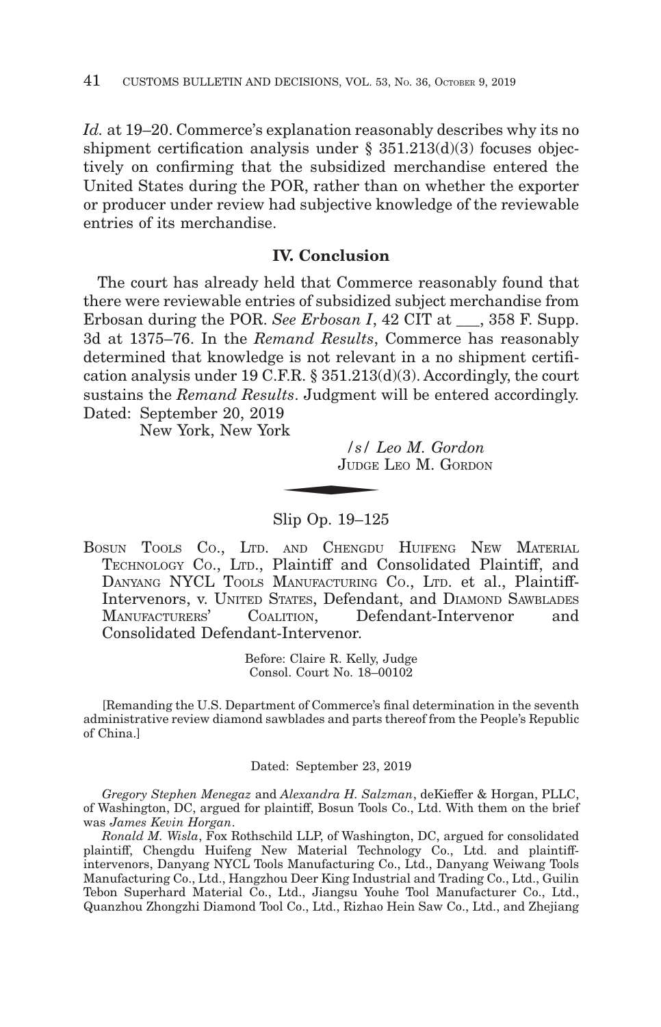*Id.* at 19–20. Commerce's explanation reasonably describes why its no shipment certification analysis under § 351.213(d)(3) focuses objectively on confirming that the subsidized merchandise entered the United States during the POR, rather than on whether the exporter or producer under review had subjective knowledge of the reviewable entries of its merchandise.

## IV. Conclusion

The court has already held that Commerce reasonably found that there were reviewable entries of subsidized subject merchandise from Erbosan during the POR. *See Erbosan I*, 42 CIT at ___, 358 F. Supp. 3d at 1375–76. In the *Remand Results*, Commerce has reasonably determined that knowledge is not relevant in a no shipment certification analysis under 19 C.F.R. § 351.213(d)(3). Accordingly, the court sustains the *Remand Results*. Judgment will be entered accordingly.

Dated: September 20, 2019
New York, New York

*/s/ Leo M. Gordon*
JUDGE LEO M. GORDON

---

Slip Op. 19–125

BOSUN TOOLS CO., LTD. AND CHENGDU HUIFENG NEW MATERIAL TECHNOLOGY CO., LTD., Plaintiff and Consolidated Plaintiff, and DANYANG NYCL TOOLS MANUFACTURING CO., LTD. et al., Plaintiff-Intervenors, v. UNITED STATES, Defendant, and DIAMOND SAWBLADES MANUFACTURERS' COALITION, Defendant-Intervenor and Consolidated Defendant-Intervenor.

Before: Claire R. Kelly, Judge
Consol. Court No. 18–00102

[Remanding the U.S. Department of Commerce's final determination in the seventh administrative review diamond sawblades and parts thereof from the People's Republic of China.]

Dated: September 23, 2019

*Gregory Stephen Menegaz* and *Alexandra H. Salzman*, deKieffer & Horgan, PLLC, of Washington, DC, argued for plaintiff, Bosun Tools Co., Ltd. With them on the brief was *James Kevin Horgan*.

*Ronald M. Wisla*, Fox Rothschild LLP, of Washington, DC, argued for consolidated plaintiff, Chengdu Huifeng New Material Technology Co., Ltd. and plaintiff-intervenors, Danyang NYCL Tools Manufacturing Co., Ltd., Danyang Weiwang Tools Manufacturing Co., Ltd., Hangzhou Deer King Industrial and Trading Co., Ltd., Guilin Tebon Superhard Material Co., Ltd., Jiangsu Youhe Tool Manufacturer Co., Ltd., Quanzhou Zhongzhi Diamond Tool Co., Ltd., Rizhao Hein Saw Co., Ltd., and Zhejiang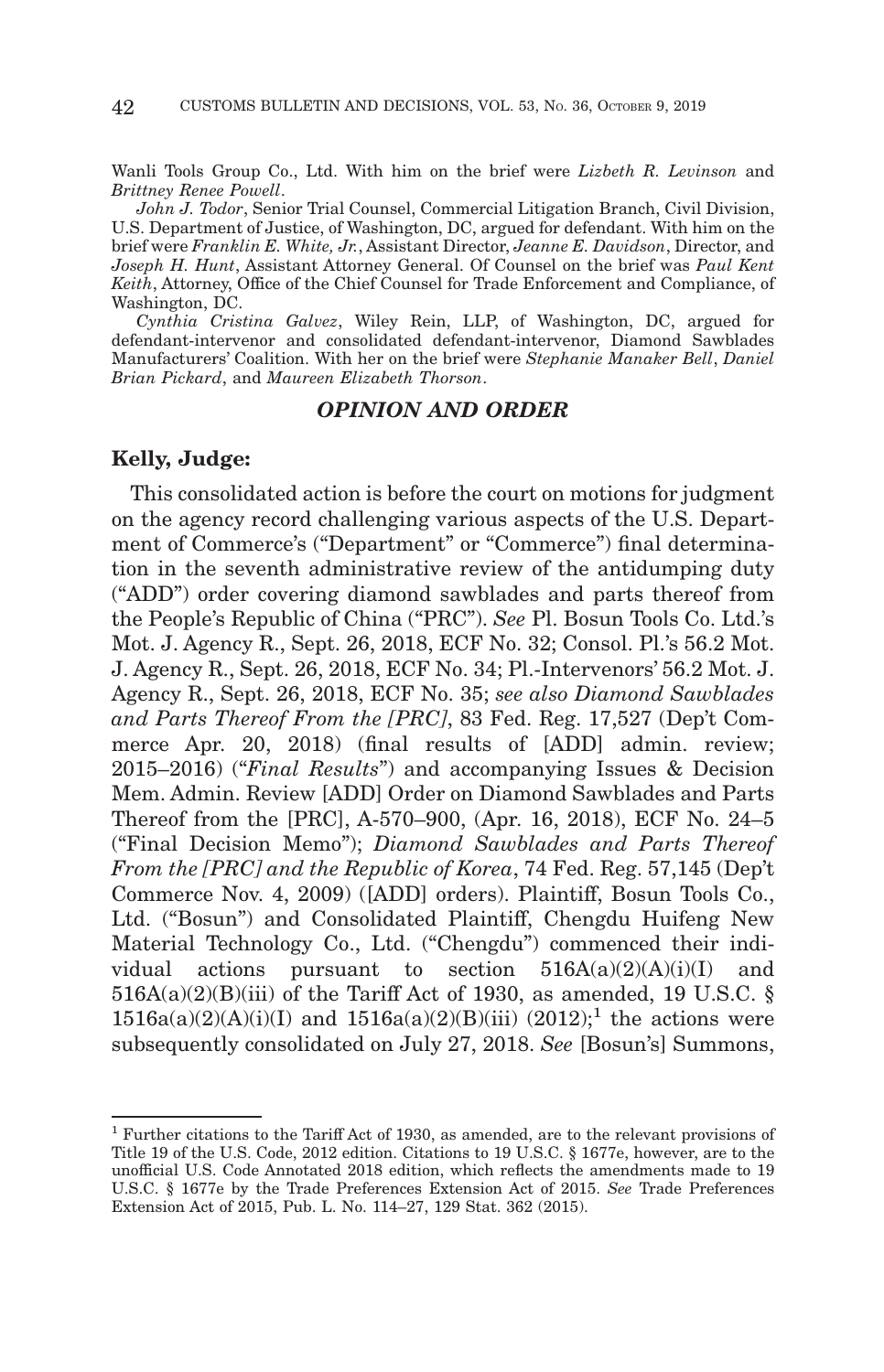Wanli Tools Group Co., Ltd. With him on the brief were *Lizbeth R. Levinson* and *Brittney Renee Powell*.

*John J. Todor*, Senior Trial Counsel, Commercial Litigation Branch, Civil Division, U.S. Department of Justice, of Washington, DC, argued for defendant. With him on the brief were *Franklin E. White, Jr.*, Assistant Director, *Jeanne E. Davidson*, Director, and *Joseph H. Hunt*, Assistant Attorney General. Of Counsel on the brief was *Paul Kent Keith*, Attorney, Office of the Chief Counsel for Trade Enforcement and Compliance, of Washington, DC.

*Cynthia Cristina Galvez*, Wiley Rein, LLP, of Washington, DC, argued for defendant-intervenor and consolidated defendant-intervenor, Diamond Sawblades Manufacturers' Coalition. With her on the brief were *Stephanie Manaker Bell*, *Daniel Brian Pickard*, and *Maureen Elizabeth Thorson*.

## *OPINION AND ORDER*

**Kelly, Judge:**

This consolidated action is before the court on motions for judgment on the agency record challenging various aspects of the U.S. Department of Commerce's ("Department" or "Commerce") final determination in the seventh administrative review of the antidumping duty ("ADD") order covering diamond sawblades and parts thereof from the People's Republic of China ("PRC"). *See* Pl. Bosun Tools Co. Ltd.'s Mot. J. Agency R., Sept. 26, 2018, ECF No. 32; Consol. Pl.'s 56.2 Mot. J. Agency R., Sept. 26, 2018, ECF No. 34; Pl.-Intervenors' 56.2 Mot. J. Agency R., Sept. 26, 2018, ECF No. 35; *see also Diamond Sawblades and Parts Thereof From the [PRC]*, 83 Fed. Reg. 17,527 (Dep't Commerce Apr. 20, 2018) (final results of [ADD] admin. review; 2015–2016) ("*Final Results*") and accompanying Issues & Decision Mem. Admin. Review [ADD] Order on Diamond Sawblades and Parts Thereof from the [PRC], A-570–900, (Apr. 16, 2018), ECF No. 24–5 ("Final Decision Memo"); *Diamond Sawblades and Parts Thereof From the [PRC] and the Republic of Korea*, 74 Fed. Reg. 57,145 (Dep't Commerce Nov. 4, 2009) ([ADD] orders). Plaintiff, Bosun Tools Co., Ltd. ("Bosun") and Consolidated Plaintiff, Chengdu Huifeng New Material Technology Co., Ltd. ("Chengdu") commenced their individual actions pursuant to section 516A(a)(2)(A)(i)(I) and 516A(a)(2)(B)(iii) of the Tariff Act of 1930, as amended, 19 U.S.C. § 1516a(a)(2)(A)(i)(I) and 1516a(a)(2)(B)(iii) (2012);[1] the actions were subsequently consolidated on July 27, 2018. *See* [Bosun's] Summons,

[1] Further citations to the Tariff Act of 1930, as amended, are to the relevant provisions of Title 19 of the U.S. Code, 2012 edition. Citations to 19 U.S.C. § 1677e, however, are to the unofficial U.S. Code Annotated 2018 edition, which reflects the amendments made to 19 U.S.C. § 1677e by the Trade Preferences Extension Act of 2015. *See* Trade Preferences Extension Act of 2015, Pub. L. No. 114–27, 129 Stat. 362 (2015).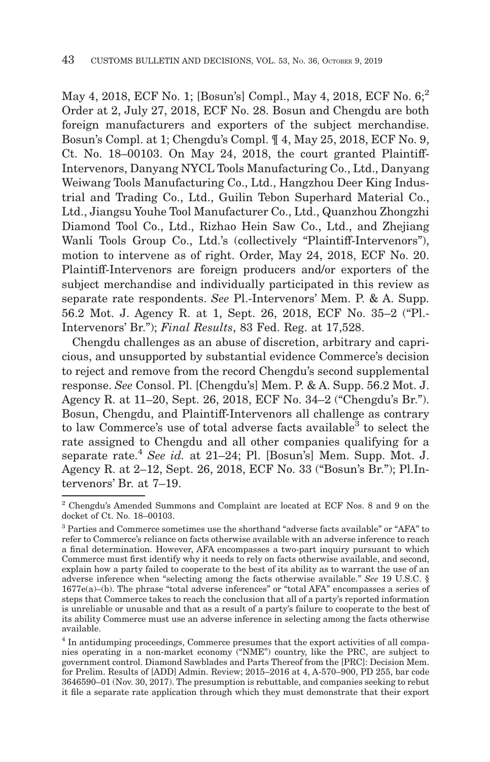May 4, 2018, ECF No. 1; [Bosun's] Compl., May 4, 2018, ECF No. 6;[2] Order at 2, July 27, 2018, ECF No. 28. Bosun and Chengdu are both foreign manufacturers and exporters of the subject merchandise. Bosun's Compl. at 1; Chengdu's Compl. ¶ 4, May 25, 2018, ECF No. 9, Ct. No. 18–00103. On May 24, 2018, the court granted Plaintiff-Intervenors, Danyang NYCL Tools Manufacturing Co., Ltd., Danyang Weiwang Tools Manufacturing Co., Ltd., Hangzhou Deer King Industrial and Trading Co., Ltd., Guilin Tebon Superhard Material Co., Ltd., Jiangsu Youhe Tool Manufacturer Co., Ltd., Quanzhou Zhongzhi Diamond Tool Co., Ltd., Rizhao Hein Saw Co., Ltd., and Zhejiang Wanli Tools Group Co., Ltd.'s (collectively "Plaintiff-Intervenors"), motion to intervene as of right. Order, May 24, 2018, ECF No. 20. Plaintiff-Intervenors are foreign producers and/or exporters of the subject merchandise and individually participated in this review as separate rate respondents. *See* Pl.-Intervenors' Mem. P. & A. Supp. 56.2 Mot. J. Agency R. at 1, Sept. 26, 2018, ECF No. 35–2 ("Pl.-Intervenors' Br."); *Final Results*, 83 Fed. Reg. at 17,528.

Chengdu challenges as an abuse of discretion, arbitrary and capricious, and unsupported by substantial evidence Commerce's decision to reject and remove from the record Chengdu's second supplemental response. *See* Consol. Pl. [Chengdu's] Mem. P. & A. Supp. 56.2 Mot. J. Agency R. at 11–20, Sept. 26, 2018, ECF No. 34–2 ("Chengdu's Br."). Bosun, Chengdu, and Plaintiff-Intervenors all challenge as contrary to law Commerce's use of total adverse facts available[3] to select the rate assigned to Chengdu and all other companies qualifying for a separate rate.[4] *See id.* at 21–24; Pl. [Bosun's] Mem. Supp. Mot. J. Agency R. at 2–12, Sept. 26, 2018, ECF No. 33 ("Bosun's Br."); Pl.Intervenors' Br. at 7–19.

---

[2] Chengdu's Amended Summons and Complaint are located at ECF Nos. 8 and 9 on the docket of Ct. No. 18–00103.

[3] Parties and Commerce sometimes use the shorthand "adverse facts available" or "AFA" to refer to Commerce's reliance on facts otherwise available with an adverse inference to reach a final determination. However, AFA encompasses a two-part inquiry pursuant to which Commerce must first identify why it needs to rely on facts otherwise available, and second, explain how a party failed to cooperate to the best of its ability as to warrant the use of an adverse inference when "selecting among the facts otherwise available." *See* 19 U.S.C. § 1677e(a)–(b). The phrase "total adverse inferences" or "total AFA" encompasses a series of steps that Commerce takes to reach the conclusion that all of a party's reported information is unreliable or unusable and that as a result of a party's failure to cooperate to the best of its ability Commerce must use an adverse inference in selecting among the facts otherwise available.

[4] In antidumping proceedings, Commerce presumes that the export activities of all companies operating in a non-market economy ("NME") country, like the PRC, are subject to government control. Diamond Sawblades and Parts Thereof from the [PRC]: Decision Mem. for Prelim. Results of [ADD] Admin. Review; 2015–2016 at 4, A-570–900, PD 255, bar code 3646590–01 (Nov. 30, 2017). The presumption is rebuttable, and companies seeking to rebut it file a separate rate application through which they must demonstrate that their export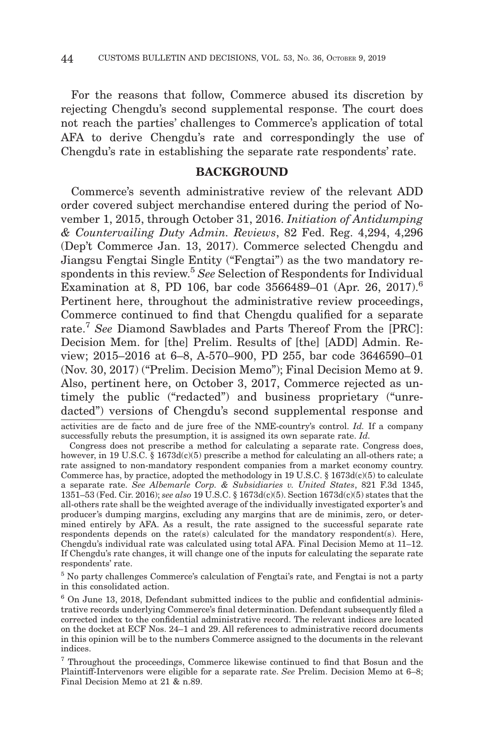For the reasons that follow, Commerce abused its discretion by rejecting Chengdu's second supplemental response. The court does not reach the parties' challenges to Commerce's application of total AFA to derive Chengdu's rate and correspondingly the use of Chengdu's rate in establishing the separate rate respondents' rate.

## BACKGROUND

Commerce's seventh administrative review of the relevant ADD order covered subject merchandise entered during the period of November 1, 2015, through October 31, 2016. *Initiation of Antidumping & Countervailing Duty Admin. Reviews*, 82 Fed. Reg. 4,294, 4,296 (Dep't Commerce Jan. 13, 2017). Commerce selected Chengdu and Jiangsu Fengtai Single Entity ("Fengtai") as the two mandatory respondents in this review.[5] *See* Selection of Respondents for Individual Examination at 8, PD 106, bar code 3566489–01 (Apr. 26, 2017).[6] Pertinent here, throughout the administrative review proceedings, Commerce continued to find that Chengdu qualified for a separate rate.[7] *See* Diamond Sawblades and Parts Thereof From the [PRC]: Decision Mem. for [the] Prelim. Results of [the] [ADD] Admin. Review; 2015–2016 at 6–8, A-570–900, PD 255, bar code 3646590–01 (Nov. 30, 2017) ("Prelim. Decision Memo"); Final Decision Memo at 9. Also, pertinent here, on October 3, 2017, Commerce rejected as untimely the public ("redacted") and business proprietary ("unredacted") versions of Chengdu's second supplemental response and

---

activities are de facto and de jure free of the NME-country's control. *Id.* If a company successfully rebuts the presumption, it is assigned its own separate rate. *Id.*

Congress does not prescribe a method for calculating a separate rate. Congress does, however, in 19 U.S.C. § 1673d(c)(5) prescribe a method for calculating an all-others rate; a rate assigned to non-mandatory respondent companies from a market economy country. Commerce has, by practice, adopted the methodology in 19 U.S.C. § 1673d(c)(5) to calculate a separate rate. *See Albemarle Corp. & Subsidiaries v. United States*, 821 F.3d 1345, 1351–53 (Fed. Cir. 2016); *see also* 19 U.S.C. § 1673d(c)(5). Section 1673d(c)(5) states that the all-others rate shall be the weighted average of the individually investigated exporter's and producer's dumping margins, excluding any margins that are de minimis, zero, or determined entirely by AFA. As a result, the rate assigned to the successful separate rate respondents depends on the rate(s) calculated for the mandatory respondent(s). Here, Chengdu's individual rate was calculated using total AFA. Final Decision Memo at 11–12. If Chengdu's rate changes, it will change one of the inputs for calculating the separate rate respondents' rate.

[5] No party challenges Commerce's calculation of Fengtai's rate, and Fengtai is not a party in this consolidated action.

[6] On June 13, 2018, Defendant submitted indices to the public and confidential administrative records underlying Commerce's final determination. Defendant subsequently filed a corrected index to the confidential administrative record. The relevant indices are located on the docket at ECF Nos. 24–1 and 29. All references to administrative record documents in this opinion will be to the numbers Commerce assigned to the documents in the relevant indices.

[7] Throughout the proceedings, Commerce likewise continued to find that Bosun and the Plaintiff-Intervenors were eligible for a separate rate. *See* Prelim. Decision Memo at 6–8; Final Decision Memo at 21 & n.89.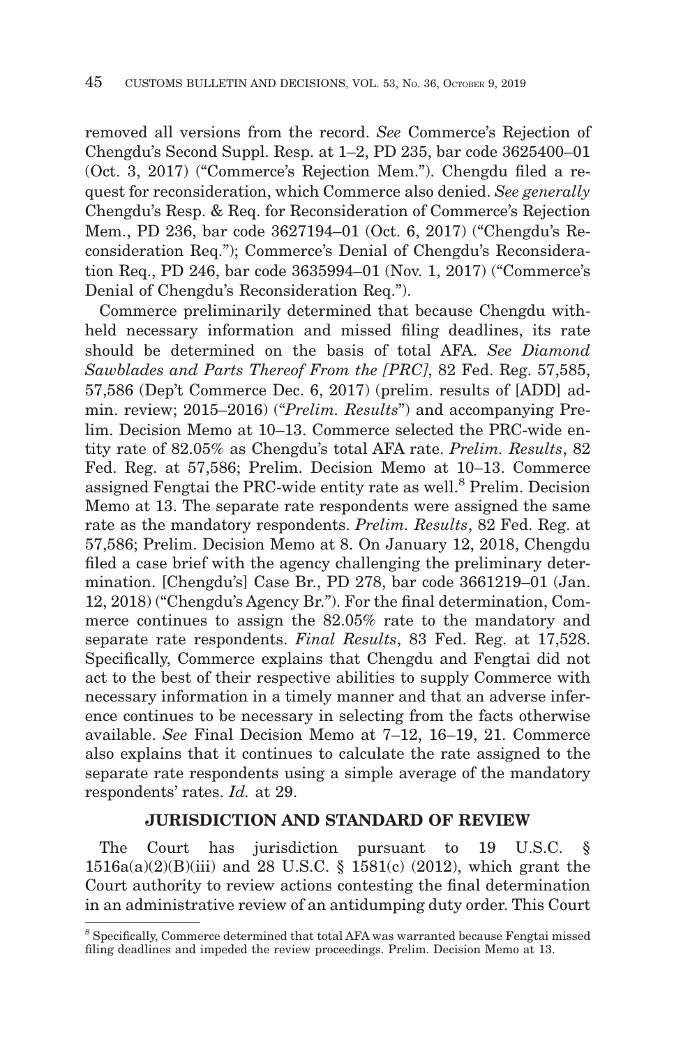removed all versions from the record. *See* Commerce's Rejection of Chengdu's Second Suppl. Resp. at 1–2, PD 235, bar code 3625400–01 (Oct. 3, 2017) ("Commerce's Rejection Mem."). Chengdu filed a request for reconsideration, which Commerce also denied. *See generally* Chengdu's Resp. & Req. for Reconsideration of Commerce's Rejection Mem., PD 236, bar code 3627194–01 (Oct. 6, 2017) ("Chengdu's Reconsideration Req."); Commerce's Denial of Chengdu's Reconsideration Req., PD 246, bar code 3635994–01 (Nov. 1, 2017) ("Commerce's Denial of Chengdu's Reconsideration Req.").

Commerce preliminarily determined that because Chengdu withheld necessary information and missed filing deadlines, its rate should be determined on the basis of total AFA. *See Diamond Sawblades and Parts Thereof From the [PRC]*, 82 Fed. Reg. 57,585, 57,586 (Dep't Commerce Dec. 6, 2017) (prelim. results of [ADD] admin. review; 2015–2016) ("*Prelim. Results*") and accompanying Prelim. Decision Memo at 10–13. Commerce selected the PRC-wide entity rate of 82.05% as Chengdu's total AFA rate. *Prelim. Results*, 82 Fed. Reg. at 57,586; Prelim. Decision Memo at 10–13. Commerce assigned Fengtai the PRC-wide entity rate as well.[8] Prelim. Decision Memo at 13. The separate rate respondents were assigned the same rate as the mandatory respondents. *Prelim. Results*, 82 Fed. Reg. at 57,586; Prelim. Decision Memo at 8. On January 12, 2018, Chengdu filed a case brief with the agency challenging the preliminary determination. [Chengdu's] Case Br., PD 278, bar code 3661219–01 (Jan. 12, 2018) ("Chengdu's Agency Br."). For the final determination, Commerce continues to assign the 82.05% rate to the mandatory and separate rate respondents. *Final Results*, 83 Fed. Reg. at 17,528. Specifically, Commerce explains that Chengdu and Fengtai did not act to the best of their respective abilities to supply Commerce with necessary information in a timely manner and that an adverse inference continues to be necessary in selecting from the facts otherwise available. *See* Final Decision Memo at 7–12, 16–19, 21. Commerce also explains that it continues to calculate the rate assigned to the separate rate respondents using a simple average of the mandatory respondents' rates. *Id.* at 29.

## JURISDICTION AND STANDARD OF REVIEW

The Court has jurisdiction pursuant to 19 U.S.C. § 1516a(a)(2)(B)(iii) and 28 U.S.C. § 1581(c) (2012), which grant the Court authority to review actions contesting the final determination in an administrative review of an antidumping duty order. This Court

---

[8] Specifically, Commerce determined that total AFA was warranted because Fengtai missed filing deadlines and impeded the review proceedings. Prelim. Decision Memo at 13.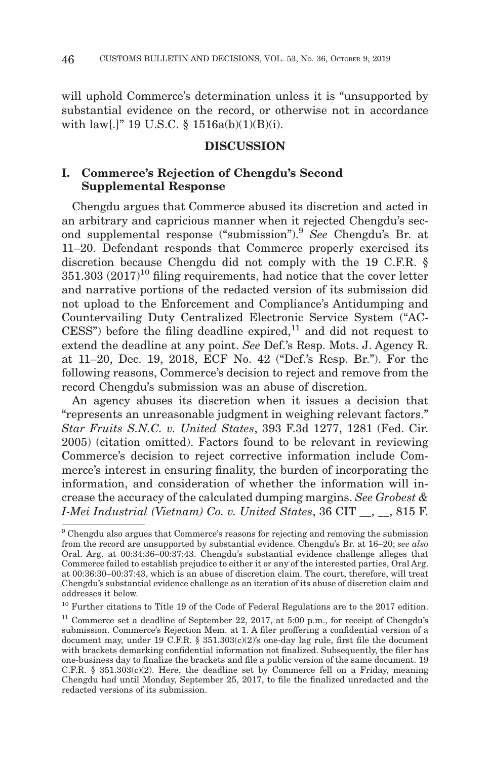will uphold Commerce's determination unless it is "unsupported by substantial evidence on the record, or otherwise not in accordance with law[.]" 19 U.S.C. § 1516a(b)(1)(B)(i).

## DISCUSSION

### I. Commerce's Rejection of Chengdu's Second Supplemental Response

Chengdu argues that Commerce abused its discretion and acted in an arbitrary and capricious manner when it rejected Chengdu's second supplemental response ("submission").[9] *See* Chengdu's Br. at 11–20. Defendant responds that Commerce properly exercised its discretion because Chengdu did not comply with the 19 C.F.R. § 351.303 (2017)[10] filing requirements, had notice that the cover letter and narrative portions of the redacted version of its submission did not upload to the Enforcement and Compliance's Antidumping and Countervailing Duty Centralized Electronic Service System ("ACCESS") before the filing deadline expired,[11] and did not request to extend the deadline at any point. *See* Def.'s Resp. Mots. J. Agency R. at 11–20, Dec. 19, 2018, ECF No. 42 ("Def.'s Resp. Br."). For the following reasons, Commerce's decision to reject and remove from the record Chengdu's submission was an abuse of discretion.

An agency abuses its discretion when it issues a decision that "represents an unreasonable judgment in weighing relevant factors." *Star Fruits S.N.C. v. United States*, 393 F.3d 1277, 1281 (Fed. Cir. 2005) (citation omitted). Factors found to be relevant in reviewing Commerce's decision to reject corrective information include Commerce's interest in ensuring finality, the burden of incorporating the information, and consideration of whether the information will increase the accuracy of the calculated dumping margins. *See Grobest & I-Mei Industrial (Vietnam) Co. v. United States*, 36 CIT \_\_, \_\_, 815 F.

---

[9] Chengdu also argues that Commerce's reasons for rejecting and removing the submission from the record are unsupported by substantial evidence. Chengdu's Br. at 16–20; *see also* Oral. Arg. at 00:34:36–00:37:43. Chengdu's substantial evidence challenge alleges that Commerce failed to establish prejudice to either it or any of the interested parties, Oral Arg. at 00:36:30–00:37:43, which is an abuse of discretion claim. The court, therefore, will treat Chengdu's substantial evidence challenge as an iteration of its abuse of discretion claim and addresses it below.

[10] Further citations to Title 19 of the Code of Federal Regulations are to the 2017 edition.

[11] Commerce set a deadline of September 22, 2017, at 5:00 p.m., for receipt of Chengdu's submission. Commerce's Rejection Mem. at 1. A filer proffering a confidential version of a document may, under 19 C.F.R. § 351.303(c)(2)'s one-day lag rule, first file the document with brackets demarking confidential information not finalized. Subsequently, the filer has one-business day to finalize the brackets and file a public version of the same document. 19 C.F.R. § 351.303(c)(2). Here, the deadline set by Commerce fell on a Friday, meaning Chengdu had until Monday, September 25, 2017, to file the finalized unredacted and the redacted versions of its submission.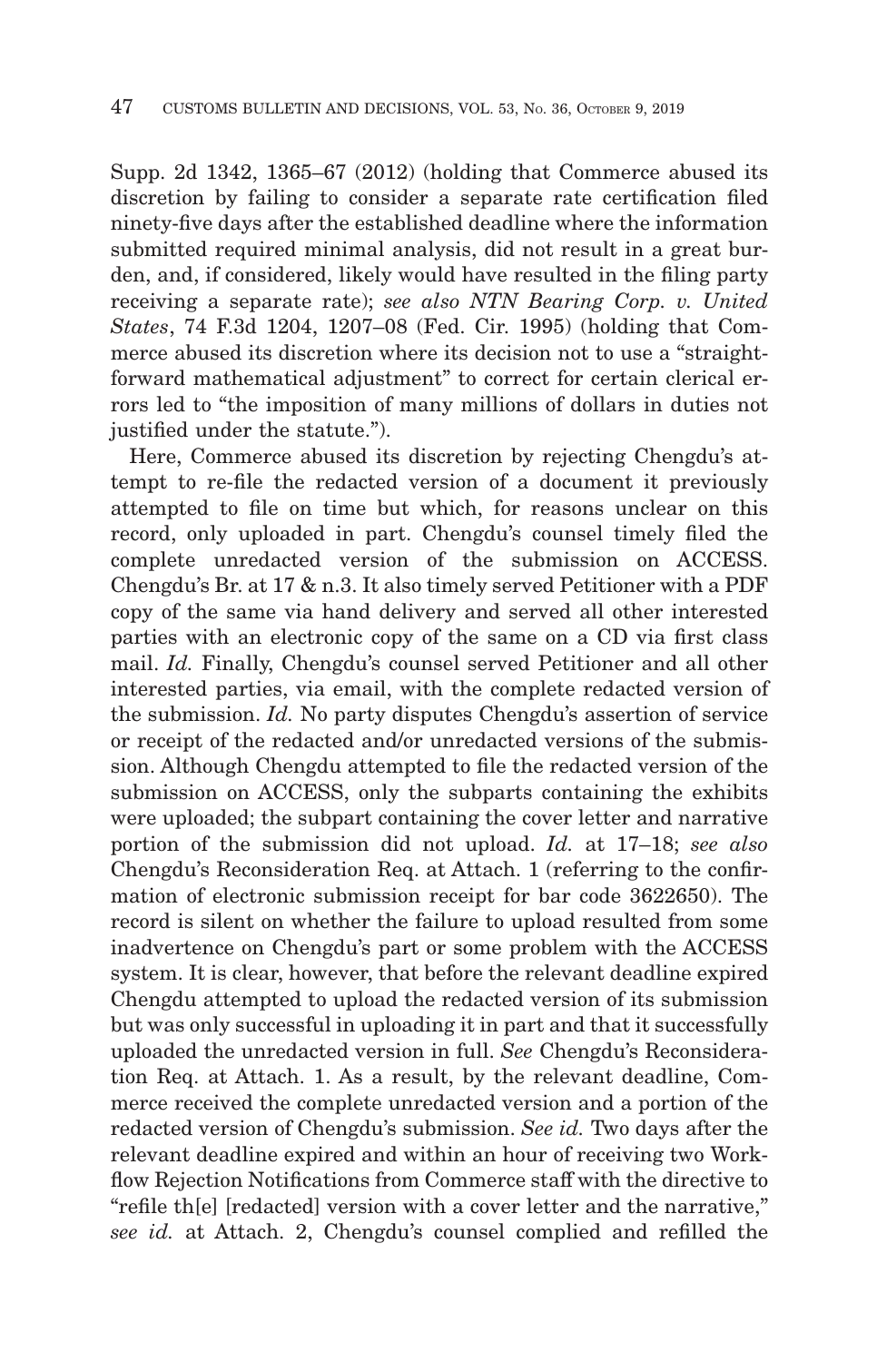Supp. 2d 1342, 1365–67 (2012) (holding that Commerce abused its discretion by failing to consider a separate rate certification filed ninety-five days after the established deadline where the information submitted required minimal analysis, did not result in a great burden, and, if considered, likely would have resulted in the filing party receiving a separate rate); *see also NTN Bearing Corp. v. United States*, 74 F.3d 1204, 1207–08 (Fed. Cir. 1995) (holding that Commerce abused its discretion where its decision not to use a "straightforward mathematical adjustment" to correct for certain clerical errors led to "the imposition of many millions of dollars in duties not justified under the statute.").

Here, Commerce abused its discretion by rejecting Chengdu's attempt to re-file the redacted version of a document it previously attempted to file on time but which, for reasons unclear on this record, only uploaded in part. Chengdu's counsel timely filed the complete unredacted version of the submission on ACCESS. Chengdu's Br. at 17 & n.3. It also timely served Petitioner with a PDF copy of the same via hand delivery and served all other interested parties with an electronic copy of the same on a CD via first class mail. *Id.* Finally, Chengdu's counsel served Petitioner and all other interested parties, via email, with the complete redacted version of the submission. *Id.* No party disputes Chengdu's assertion of service or receipt of the redacted and/or unredacted versions of the submission. Although Chengdu attempted to file the redacted version of the submission on ACCESS, only the subparts containing the exhibits were uploaded; the subpart containing the cover letter and narrative portion of the submission did not upload. *Id.* at 17–18; *see also* Chengdu's Reconsideration Req. at Attach. 1 (referring to the confirmation of electronic submission receipt for bar code 3622650). The record is silent on whether the failure to upload resulted from some inadvertence on Chengdu's part or some problem with the ACCESS system. It is clear, however, that before the relevant deadline expired Chengdu attempted to upload the redacted version of its submission but was only successful in uploading it in part and that it successfully uploaded the unredacted version in full. *See* Chengdu's Reconsideration Req. at Attach. 1. As a result, by the relevant deadline, Commerce received the complete unredacted version and a portion of the redacted version of Chengdu's submission. *See id.* Two days after the relevant deadline expired and within an hour of receiving two Workflow Rejection Notifications from Commerce staff with the directive to "refile th[e] [redacted] version with a cover letter and the narrative," *see id.* at Attach. 2, Chengdu's counsel complied and refilled the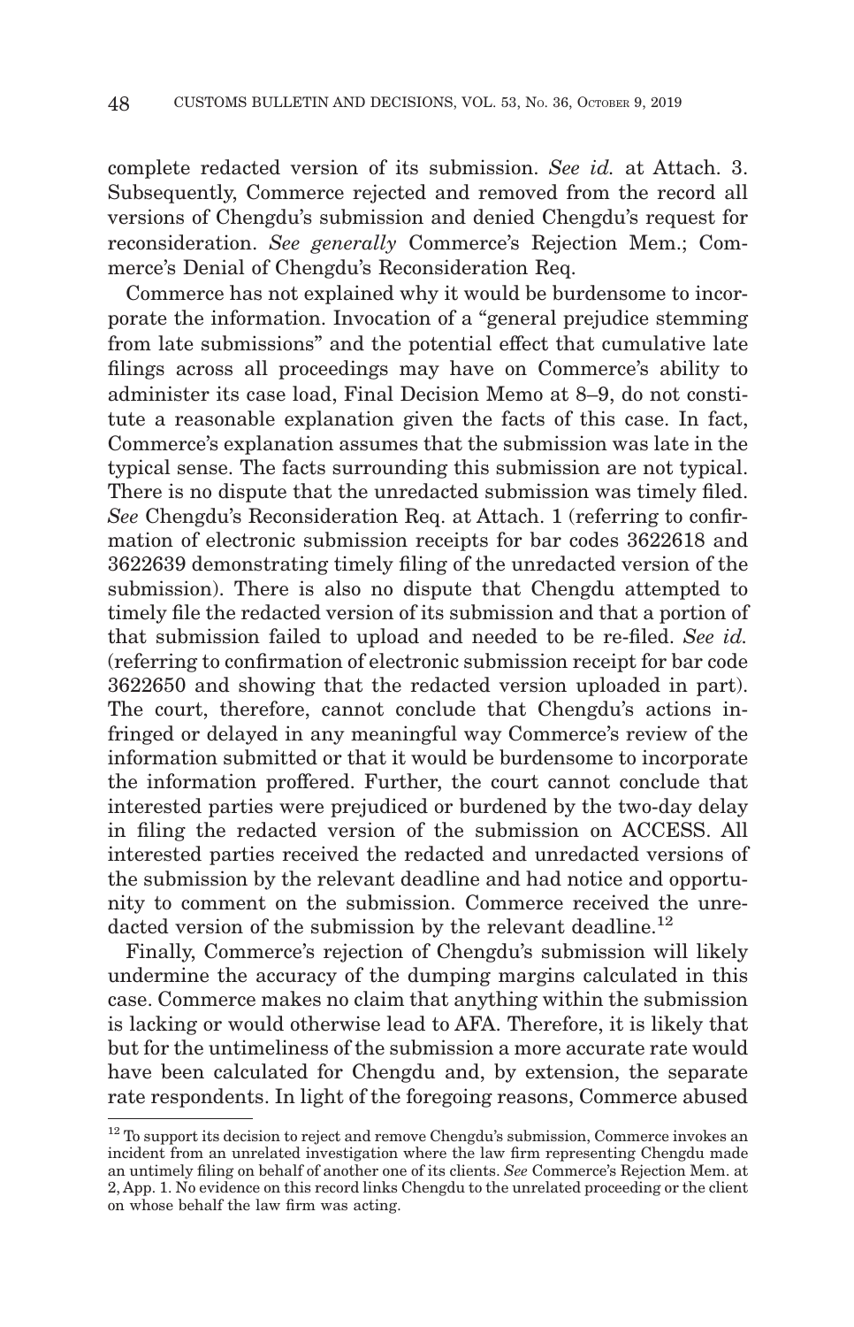complete redacted version of its submission. *See id.* at Attach. 3. Subsequently, Commerce rejected and removed from the record all versions of Chengdu's submission and denied Chengdu's request for reconsideration. *See generally* Commerce's Rejection Mem.; Commerce's Denial of Chengdu's Reconsideration Req.

Commerce has not explained why it would be burdensome to incorporate the information. Invocation of a "general prejudice stemming from late submissions" and the potential effect that cumulative late filings across all proceedings may have on Commerce's ability to administer its case load, Final Decision Memo at 8–9, do not constitute a reasonable explanation given the facts of this case. In fact, Commerce's explanation assumes that the submission was late in the typical sense. The facts surrounding this submission are not typical. There is no dispute that the unredacted submission was timely filed. *See* Chengdu's Reconsideration Req. at Attach. 1 (referring to confirmation of electronic submission receipts for bar codes 3622618 and 3622639 demonstrating timely filing of the unredacted version of the submission). There is also no dispute that Chengdu attempted to timely file the redacted version of its submission and that a portion of that submission failed to upload and needed to be re-filed. *See id.* (referring to confirmation of electronic submission receipt for bar code 3622650 and showing that the redacted version uploaded in part). The court, therefore, cannot conclude that Chengdu's actions infringed or delayed in any meaningful way Commerce's review of the information submitted or that it would be burdensome to incorporate the information proffered. Further, the court cannot conclude that interested parties were prejudiced or burdened by the two-day delay in filing the redacted version of the submission on ACCESS. All interested parties received the redacted and unredacted versions of the submission by the relevant deadline and had notice and opportunity to comment on the submission. Commerce received the unredacted version of the submission by the relevant deadline.[12]

Finally, Commerce's rejection of Chengdu's submission will likely undermine the accuracy of the dumping margins calculated in this case. Commerce makes no claim that anything within the submission is lacking or would otherwise lead to AFA. Therefore, it is likely that but for the untimeliness of the submission a more accurate rate would have been calculated for Chengdu and, by extension, the separate rate respondents. In light of the foregoing reasons, Commerce abused

[12] To support its decision to reject and remove Chengdu's submission, Commerce invokes an incident from an unrelated investigation where the law firm representing Chengdu made an untimely filing on behalf of another one of its clients. *See* Commerce's Rejection Mem. at 2, App. 1. No evidence on this record links Chengdu to the unrelated proceeding or the client on whose behalf the law firm was acting.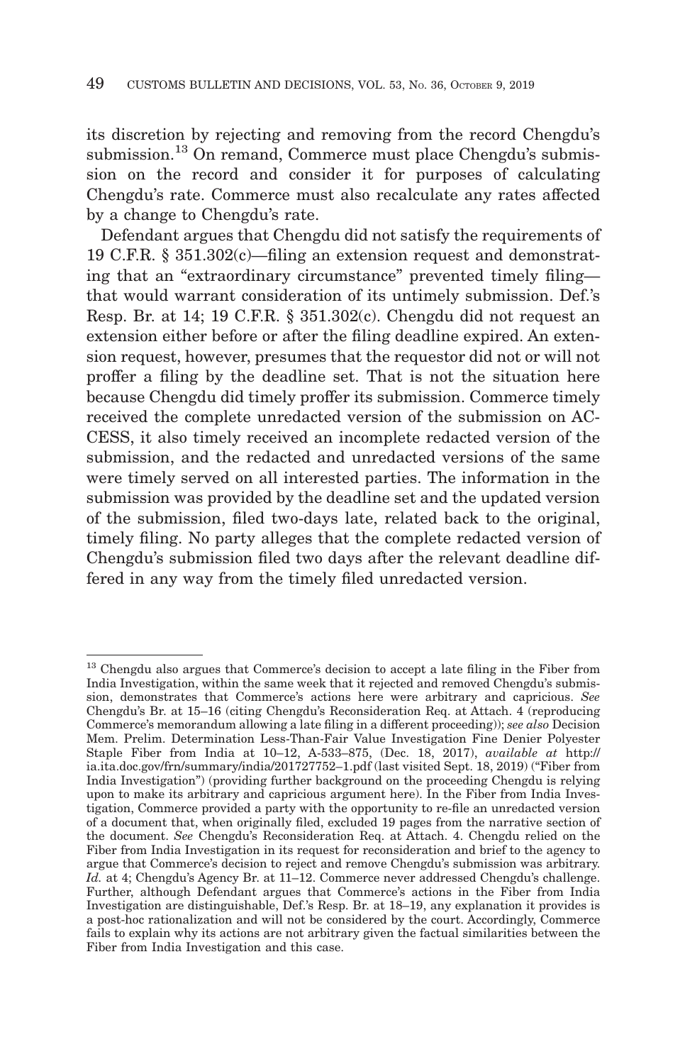its discretion by rejecting and removing from the record Chengdu's submission.[13] On remand, Commerce must place Chengdu's submission on the record and consider it for purposes of calculating Chengdu's rate. Commerce must also recalculate any rates affected by a change to Chengdu's rate.

Defendant argues that Chengdu did not satisfy the requirements of 19 C.F.R. § 351.302(c)—filing an extension request and demonstrating that an "extraordinary circumstance" prevented timely filing—that would warrant consideration of its untimely submission. Def.'s Resp. Br. at 14; 19 C.F.R. § 351.302(c). Chengdu did not request an extension either before or after the filing deadline expired. An extension request, however, presumes that the requestor did not or will not proffer a filing by the deadline set. That is not the situation here because Chengdu did timely proffer its submission. Commerce timely received the complete unredacted version of the submission on ACCESS, it also timely received an incomplete redacted version of the submission, and the redacted and unredacted versions of the same were timely served on all interested parties. The information in the submission was provided by the deadline set and the updated version of the submission, filed two-days late, related back to the original, timely filing. No party alleges that the complete redacted version of Chengdu's submission filed two days after the relevant deadline differed in any way from the timely filed unredacted version.

---

[13] Chengdu also argues that Commerce's decision to accept a late filing in the Fiber from India Investigation, within the same week that it rejected and removed Chengdu's submission, demonstrates that Commerce's actions here were arbitrary and capricious. *See* Chengdu's Br. at 15–16 (citing Chengdu's Reconsideration Req. at Attach. 4 (reproducing Commerce's memorandum allowing a late filing in a different proceeding)); *see also* Decision Mem. Prelim. Determination Less-Than-Fair Value Investigation Fine Denier Polyester Staple Fiber from India at 10–12, A-533–875, (Dec. 18, 2017), *available at* http://ia.ita.doc.gov/frn/summary/india/201727752–1.pdf (last visited Sept. 18, 2019) ("Fiber from India Investigation") (providing further background on the proceeding Chengdu is relying upon to make its arbitrary and capricious argument here). In the Fiber from India Investigation, Commerce provided a party with the opportunity to re-file an unredacted version of a document that, when originally filed, excluded 19 pages from the narrative section of the document. *See* Chengdu's Reconsideration Req. at Attach. 4. Chengdu relied on the Fiber from India Investigation in its request for reconsideration and brief to the agency to argue that Commerce's decision to reject and remove Chengdu's submission was arbitrary. *Id.* at 4; Chengdu's Agency Br. at 11–12. Commerce never addressed Chengdu's challenge. Further, although Defendant argues that Commerce's actions in the Fiber from India Investigation are distinguishable, Def.'s Resp. Br. at 18–19, any explanation it provides is a post-hoc rationalization and will not be considered by the court. Accordingly, Commerce fails to explain why its actions are not arbitrary given the factual similarities between the Fiber from India Investigation and this case.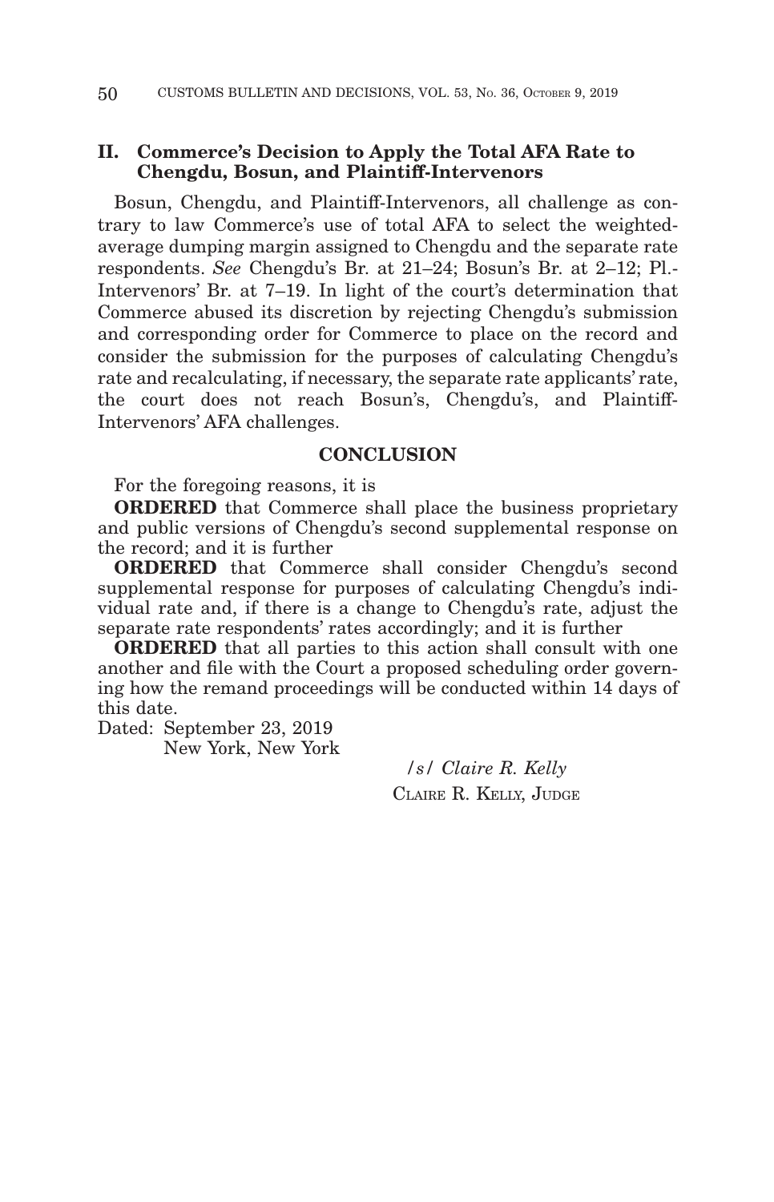## II. Commerce's Decision to Apply the Total AFA Rate to Chengdu, Bosun, and Plaintiff-Intervenors

Bosun, Chengdu, and Plaintiff-Intervenors, all challenge as contrary to law Commerce's use of total AFA to select the weighted-average dumping margin assigned to Chengdu and the separate rate respondents. *See* Chengdu's Br. at 21–24; Bosun's Br. at 2–12; Pl.-Intervenors' Br. at 7–19. In light of the court's determination that Commerce abused its discretion by rejecting Chengdu's submission and corresponding order for Commerce to place on the record and consider the submission for the purposes of calculating Chengdu's rate and recalculating, if necessary, the separate rate applicants' rate, the court does not reach Bosun's, Chengdu's, and Plaintiff-Intervenors' AFA challenges.

## CONCLUSION

For the foregoing reasons, it is

**ORDERED** that Commerce shall place the business proprietary and public versions of Chengdu's second supplemental response on the record; and it is further

**ORDERED** that Commerce shall consider Chengdu's second supplemental response for purposes of calculating Chengdu's individual rate and, if there is a change to Chengdu's rate, adjust the separate rate respondents' rates accordingly; and it is further

**ORDERED** that all parties to this action shall consult with one another and file with the Court a proposed scheduling order governing how the remand proceedings will be conducted within 14 days of this date.

Dated: September 23, 2019
New York, New York

/s/ *Claire R. Kelly*
CLAIRE R. KELLY, JUDGE